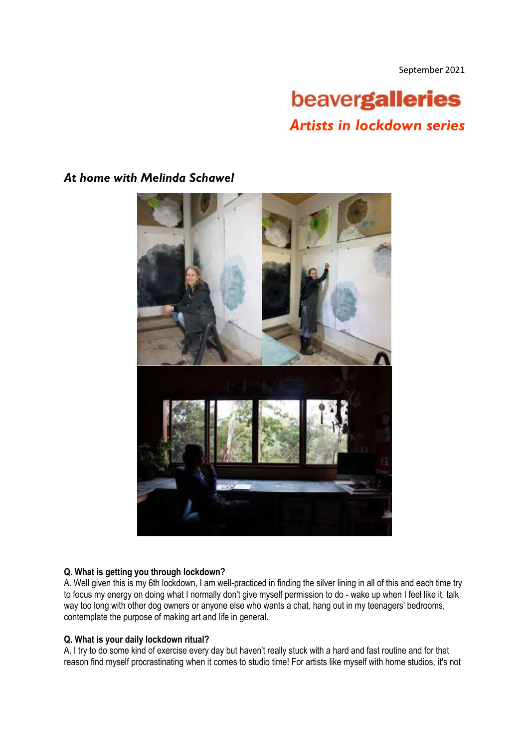September 2021

**beavergalleries**

*Artists in lockdown series*

## *At home with Melinda Schawel*

**Q. What is getting you through lockdown?**

A. Well given this is my 6th lockdown, I am well-practiced in finding the silver lining in all of this and each time try to focus my energy on doing what I normally don't give myself permission to do - wake up when I feel like it, talk way too long with other dog owners or anyone else who wants a chat, hang out in my teenagers' bedrooms, contemplate the purpose of making art and life in general.

**Q. What is your daily lockdown ritual?**

A. I try to do some kind of exercise every day but haven't really stuck with a hard and fast routine and for that reason find myself procrastinating when it comes to studio time! For artists like myself with home studios, it's not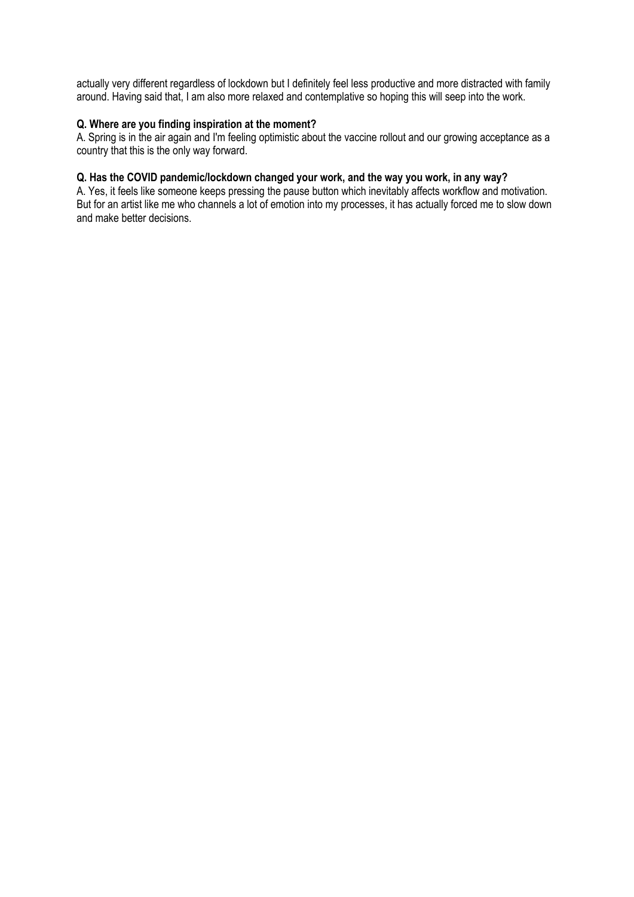actually very different regardless of lockdown but I definitely feel less productive and more distracted with family around. Having said that, I am also more relaxed and contemplative so hoping this will seep into the work.

**Q. Where are you finding inspiration at the moment?**
A. Spring is in the air again and I'm feeling optimistic about the vaccine rollout and our growing acceptance as a country that this is the only way forward.

**Q. Has the COVID pandemic/lockdown changed your work, and the way you work, in any way?**
A. Yes, it feels like someone keeps pressing the pause button which inevitably affects workflow and motivation. But for an artist like me who channels a lot of emotion into my processes, it has actually forced me to slow down and make better decisions.